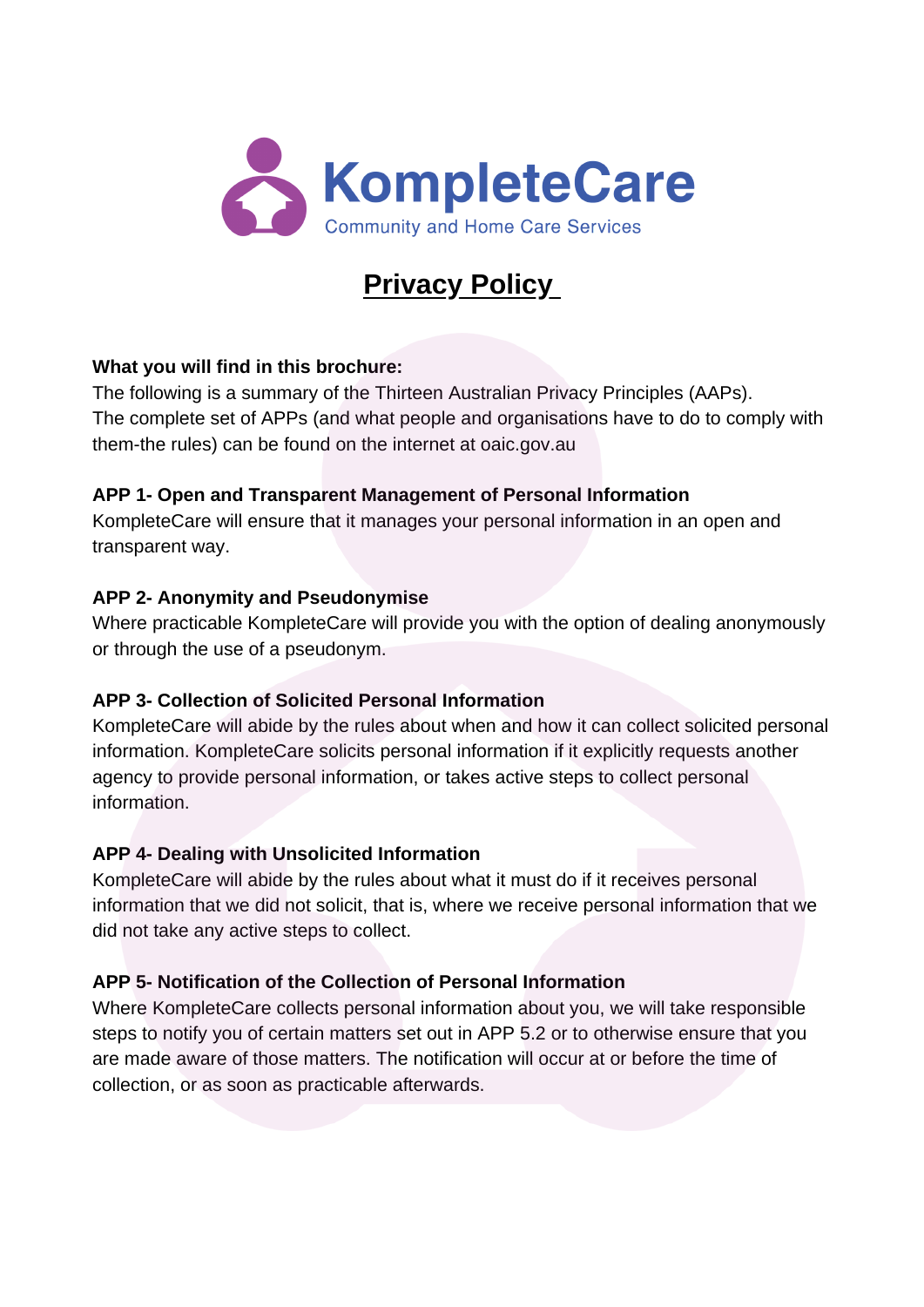KompleteCare
Community and Home Care Services

# Privacy Policy

**What you will find in this brochure:**
The following is a summary of the Thirteen Australian Privacy Principles (AAPs).
The complete set of APPs (and what people and organisations have to do to comply with them-the rules) can be found on the internet at oaic.gov.au

**APP 1- Open and Transparent Management of Personal Information**
KompleteCare will ensure that it manages your personal information in an open and transparent way.

**APP 2- Anonymity and Pseudonymise**
Where practicable KompleteCare will provide you with the option of dealing anonymously or through the use of a pseudonym.

**APP 3- Collection of Solicited Personal Information**
KompleteCare will abide by the rules about when and how it can collect solicited personal information. KompleteCare solicits personal information if it explicitly requests another agency to provide personal information, or takes active steps to collect personal information.

**APP 4- Dealing with Unsolicited Information**
KompleteCare will abide by the rules about what it must do if it receives personal information that we did not solicit, that is, where we receive personal information that we did not take any active steps to collect.

**APP 5- Notification of the Collection of Personal Information**
Where KompleteCare collects personal information about you, we will take responsible steps to notify you of certain matters set out in APP 5.2 or to otherwise ensure that you are made aware of those matters. The notification will occur at or before the time of collection, or as soon as practicable afterwards.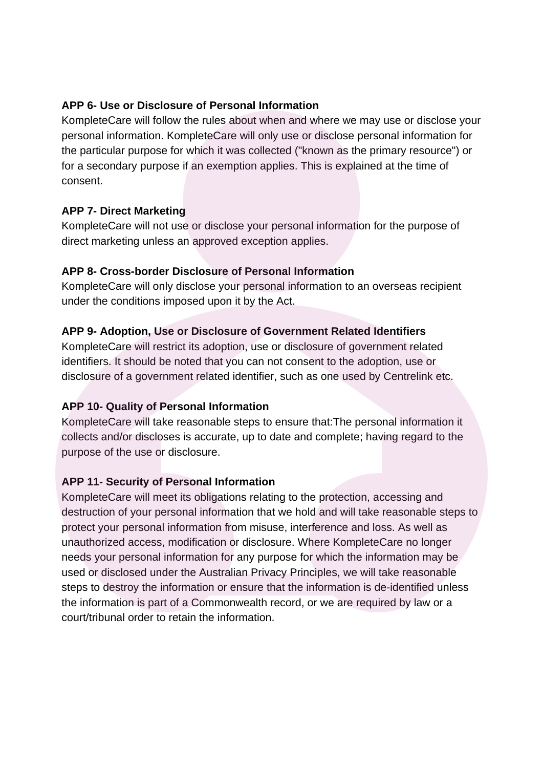**APP 6- Use or Disclosure of Personal Information**

KompleteCare will follow the rules about when and where we may use or disclose your personal information. KompleteCare will only use or disclose personal information for the particular purpose for which it was collected ("known as the primary resource") or for a secondary purpose if an exemption applies. This is explained at the time of consent.

**APP 7- Direct Marketing**

KompleteCare will not use or disclose your personal information for the purpose of direct marketing unless an approved exception applies.

**APP 8- Cross-border Disclosure of Personal Information**

KompleteCare will only disclose your personal information to an overseas recipient under the conditions imposed upon it by the Act.

**APP 9- Adoption, Use or Disclosure of Government Related Identifiers**

KompleteCare will restrict its adoption, use or disclosure of government related identifiers. It should be noted that you can not consent to the adoption, use or disclosure of a government related identifier, such as one used by Centrelink etc.

**APP 10- Quality of Personal Information**

KompleteCare will take reasonable steps to ensure that:The personal information it collects and/or discloses is accurate, up to date and complete; having regard to the purpose of the use or disclosure.

**APP 11- Security of Personal Information**

KompleteCare will meet its obligations relating to the protection, accessing and destruction of your personal information that we hold and will take reasonable steps to protect your personal information from misuse, interference and loss. As well as unauthorized access, modification or disclosure. Where KompleteCare no longer needs your personal information for any purpose for which the information may be used or disclosed under the Australian Privacy Principles, we will take reasonable steps to destroy the information or ensure that the information is de-identified unless the information is part of a Commonwealth record, or we are required by law or a court/tribunal order to retain the information.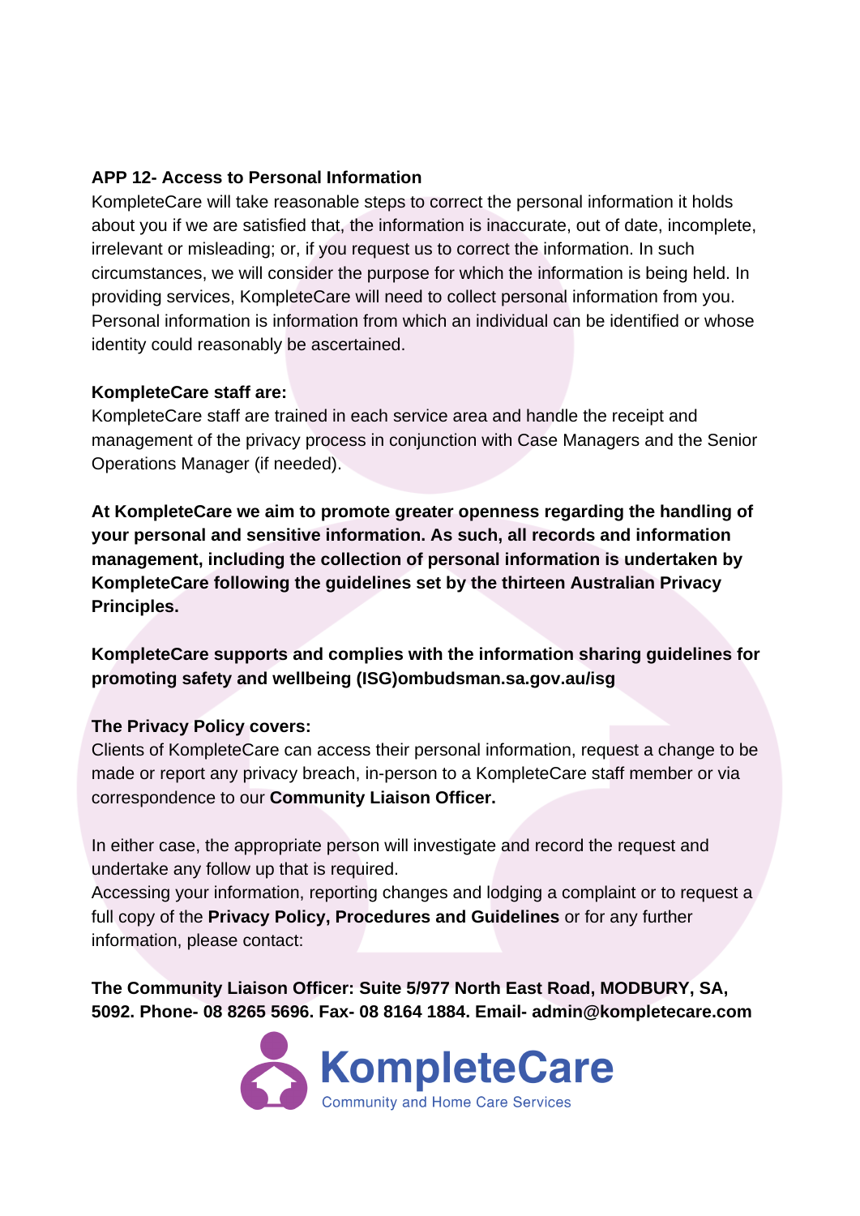**APP 12- Access to Personal Information**

KompleteCare will take reasonable steps to correct the personal information it holds about you if we are satisfied that, the information is inaccurate, out of date, incomplete, irrelevant or misleading; or, if you request us to correct the information. In such circumstances, we will consider the purpose for which the information is being held. In providing services, KompleteCare will need to collect personal information from you. Personal information is information from which an individual can be identified or whose identity could reasonably be ascertained.

**KompleteCare staff are:**

KompleteCare staff are trained in each service area and handle the receipt and management of the privacy process in conjunction with Case Managers and the Senior Operations Manager (if needed).

**At KompleteCare we aim to promote greater openness regarding the handling of your personal and sensitive information. As such, all records and information management, including the collection of personal information is undertaken by KompleteCare following the guidelines set by the thirteen Australian Privacy Principles.**

**KompleteCare supports and complies with the information sharing guidelines for promoting safety and wellbeing (ISG)ombudsman.sa.gov.au/isg**

**The Privacy Policy covers:**

Clients of KompleteCare can access their personal information, request a change to be made or report any privacy breach, in-person to a KompleteCare staff member or via correspondence to our **Community Liaison Officer.**

In either case, the appropriate person will investigate and record the request and undertake any follow up that is required.

Accessing your information, reporting changes and lodging a complaint or to request a full copy of the **Privacy Policy, Procedures and Guidelines** or for any further information, please contact:

**The Community Liaison Officer: Suite 5/977 North East Road, MODBURY, SA, 5092. Phone- 08 8265 5696. Fax- 08 8164 1884. Email- admin@kompletecare.com**

KompleteCare
Community and Home Care Services